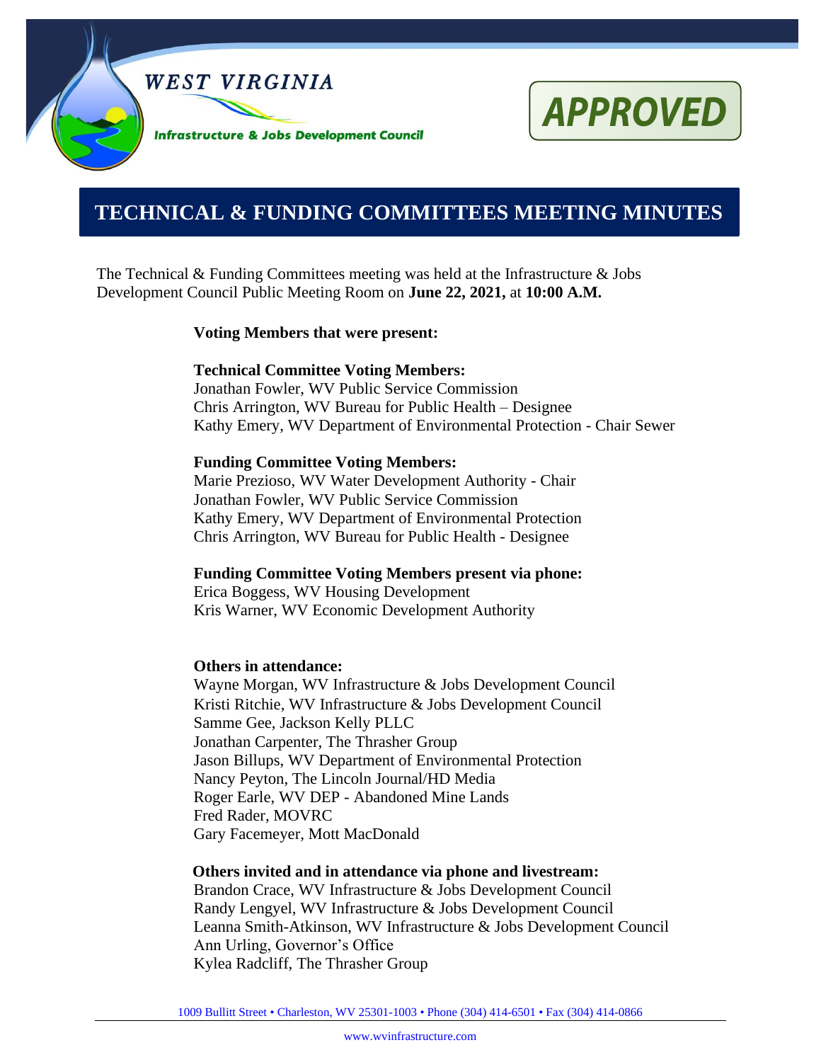WEST VIRGINIA

Infrastructure & Jobs Development Council

APPROVED

# TECHNICAL & FUNDING COMMITTEES MEETING MINUTES

The Technical & Funding Committees meeting was held at the Infrastructure & Jobs Development Council Public Meeting Room on **June 22, 2021,** at **10:00 A.M.**

**Voting Members that were present:**

**Technical Committee Voting Members:**
Jonathan Fowler, WV Public Service Commission
Chris Arrington, WV Bureau for Public Health – Designee
Kathy Emery, WV Department of Environmental Protection - Chair Sewer

**Funding Committee Voting Members:**
Marie Prezioso, WV Water Development Authority - Chair
Jonathan Fowler, WV Public Service Commission
Kathy Emery, WV Department of Environmental Protection
Chris Arrington, WV Bureau for Public Health - Designee

**Funding Committee Voting Members present via phone:**
Erica Boggess, WV Housing Development
Kris Warner, WV Economic Development Authority

**Others in attendance:**
Wayne Morgan, WV Infrastructure & Jobs Development Council
Kristi Ritchie, WV Infrastructure & Jobs Development Council
Samme Gee, Jackson Kelly PLLC
Jonathan Carpenter, The Thrasher Group
Jason Billups, WV Department of Environmental Protection
Nancy Peyton, The Lincoln Journal/HD Media
Roger Earle, WV DEP - Abandoned Mine Lands
Fred Rader, MOVRC
Gary Facemeyer, Mott MacDonald

**Others invited and in attendance via phone and livestream:**
Brandon Crace, WV Infrastructure & Jobs Development Council
Randy Lengyel, WV Infrastructure & Jobs Development Council
Leanna Smith-Atkinson, WV Infrastructure & Jobs Development Council
Ann Urling, Governor's Office
Kylea Radcliff, The Thrasher Group

1009 Bullitt Street • Charleston, WV 25301-1003 • Phone (304) 414-6501 • Fax (304) 414-0866
www.wvinfrastructure.com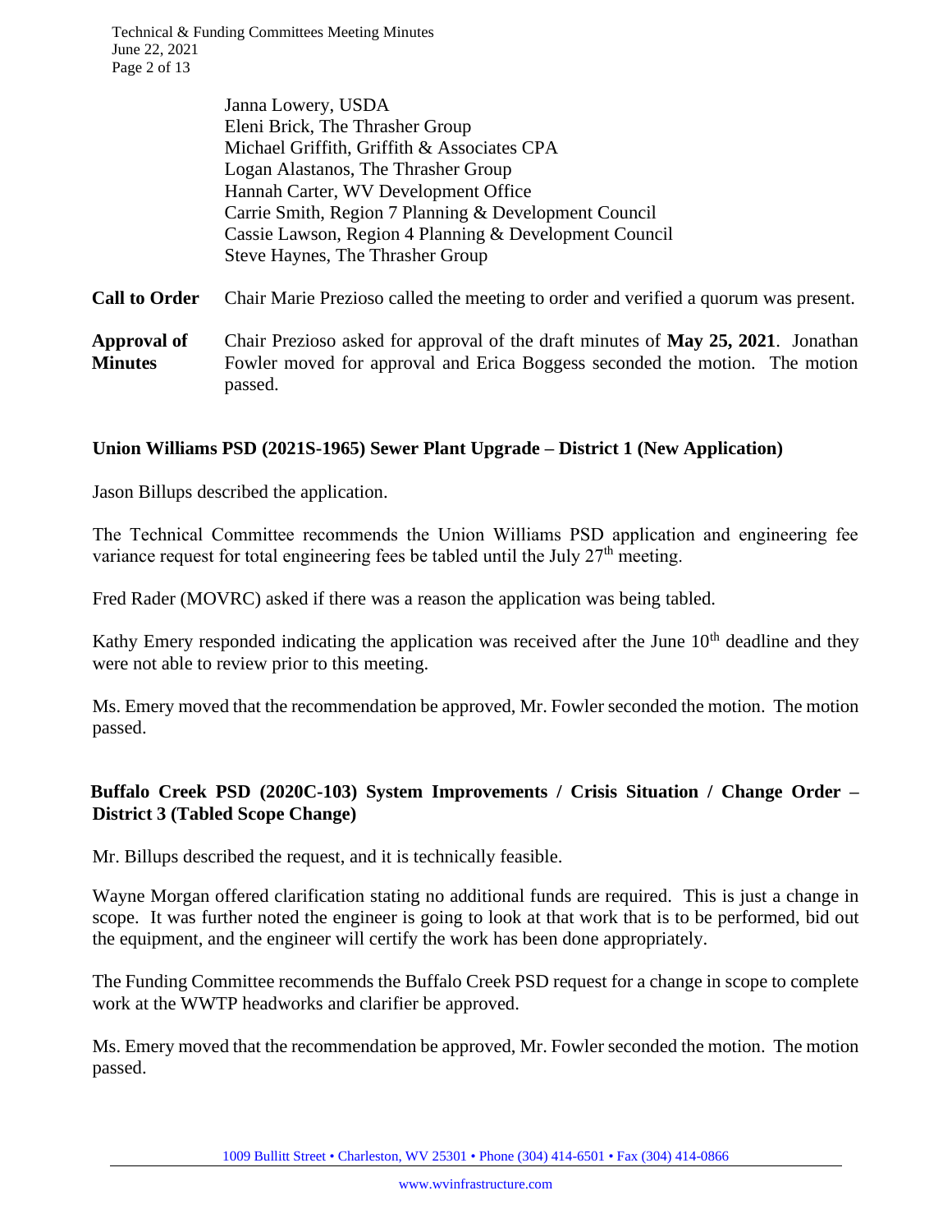Janna Lowery, USDA
Eleni Brick, The Thrasher Group
Michael Griffith, Griffith & Associates CPA
Logan Alastanos, The Thrasher Group
Hannah Carter, WV Development Office
Carrie Smith, Region 7 Planning & Development Council
Cassie Lawson, Region 4 Planning & Development Council
Steve Haynes, The Thrasher Group

**Call to Order** Chair Marie Prezioso called the meeting to order and verified a quorum was present.

**Approval of Minutes** Chair Prezioso asked for approval of the draft minutes of **May 25, 2021**. Jonathan Fowler moved for approval and Erica Boggess seconded the motion. The motion passed.

**Union Williams PSD (2021S-1965) Sewer Plant Upgrade – District 1 (New Application)**

Jason Billups described the application.

The Technical Committee recommends the Union Williams PSD application and engineering fee variance request for total engineering fees be tabled until the July 27th meeting.

Fred Rader (MOVRC) asked if there was a reason the application was being tabled.

Kathy Emery responded indicating the application was received after the June 10th deadline and they were not able to review prior to this meeting.

Ms. Emery moved that the recommendation be approved, Mr. Fowler seconded the motion. The motion passed.

**Buffalo Creek PSD (2020C-103) System Improvements / Crisis Situation / Change Order – District 3 (Tabled Scope Change)**

Mr. Billups described the request, and it is technically feasible.

Wayne Morgan offered clarification stating no additional funds are required. This is just a change in scope. It was further noted the engineer is going to look at that work that is to be performed, bid out the equipment, and the engineer will certify the work has been done appropriately.

The Funding Committee recommends the Buffalo Creek PSD request for a change in scope to complete work at the WWTP headworks and clarifier be approved.

Ms. Emery moved that the recommendation be approved, Mr. Fowler seconded the motion. The motion passed.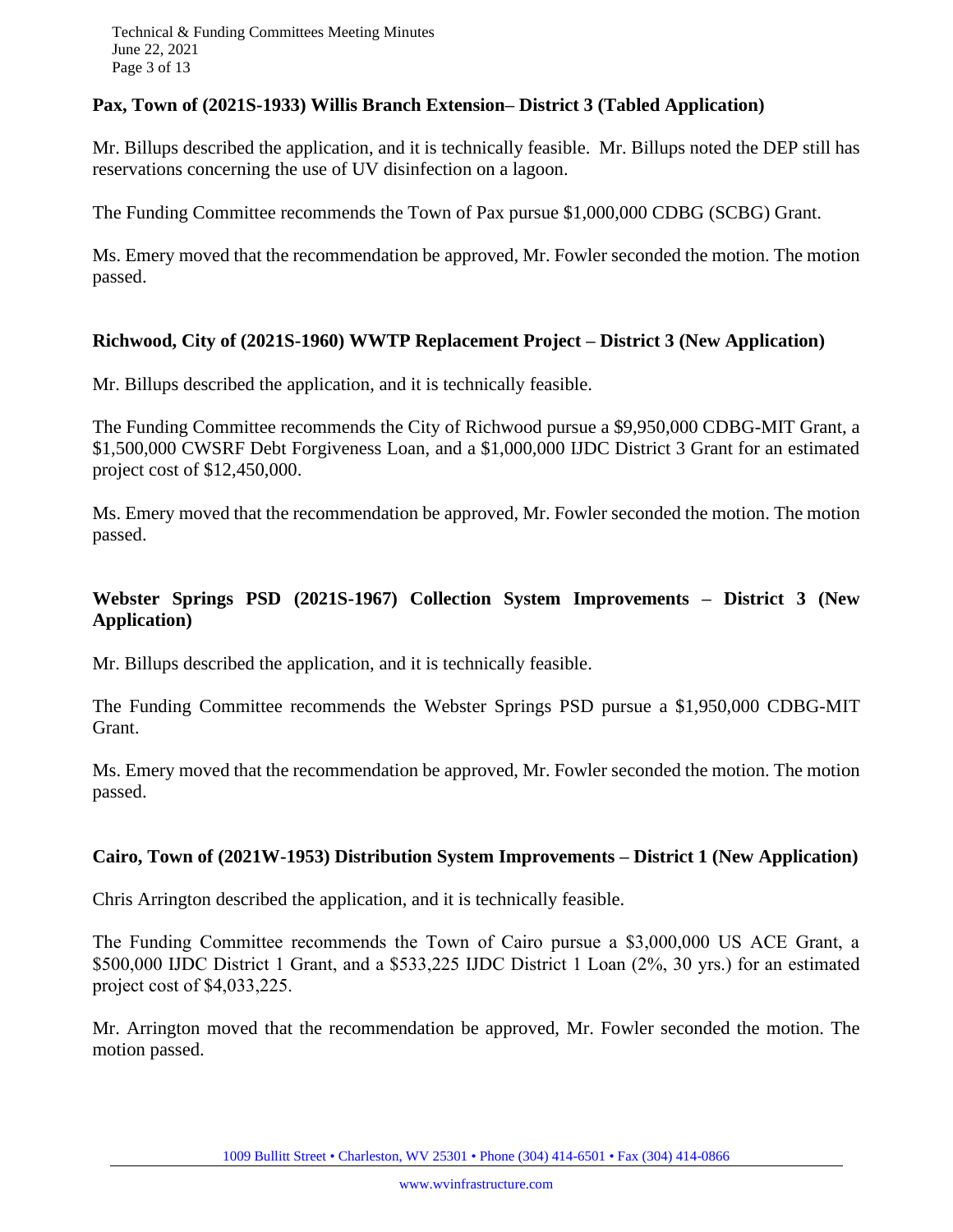**Pax, Town of (2021S-1933) Willis Branch Extension– District 3 (Tabled Application)**

Mr. Billups described the application, and it is technically feasible. Mr. Billups noted the DEP still has reservations concerning the use of UV disinfection on a lagoon.

The Funding Committee recommends the Town of Pax pursue $1,000,000 CDBG (SCBG) Grant.

Ms. Emery moved that the recommendation be approved, Mr. Fowler seconded the motion. The motion passed.

**Richwood, City of (2021S-1960) WWTP Replacement Project – District 3 (New Application)**

Mr. Billups described the application, and it is technically feasible.

The Funding Committee recommends the City of Richwood pursue a $9,950,000 CDBG-MIT Grant, a $1,500,000 CWSRF Debt Forgiveness Loan, and a $1,000,000 IJDC District 3 Grant for an estimated project cost of $12,450,000.

Ms. Emery moved that the recommendation be approved, Mr. Fowler seconded the motion. The motion passed.

**Webster Springs PSD (2021S-1967) Collection System Improvements – District 3 (New Application)**

Mr. Billups described the application, and it is technically feasible.

The Funding Committee recommends the Webster Springs PSD pursue a $1,950,000 CDBG-MIT Grant.

Ms. Emery moved that the recommendation be approved, Mr. Fowler seconded the motion. The motion passed.

**Cairo, Town of (2021W-1953) Distribution System Improvements – District 1 (New Application)**

Chris Arrington described the application, and it is technically feasible.

The Funding Committee recommends the Town of Cairo pursue a $3,000,000 US ACE Grant, a $500,000 IJDC District 1 Grant, and a $533,225 IJDC District 1 Loan (2%, 30 yrs.) for an estimated project cost of $4,033,225.

Mr. Arrington moved that the recommendation be approved, Mr. Fowler seconded the motion. The motion passed.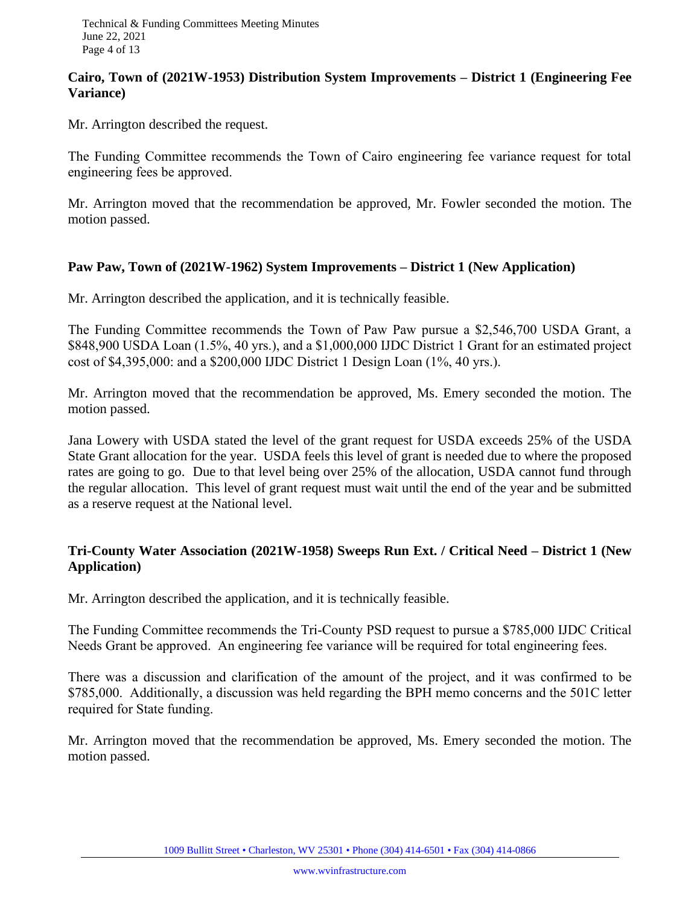**Cairo, Town of (2021W-1953) Distribution System Improvements – District 1 (Engineering Fee Variance)**

Mr. Arrington described the request.

The Funding Committee recommends the Town of Cairo engineering fee variance request for total engineering fees be approved.

Mr. Arrington moved that the recommendation be approved, Mr. Fowler seconded the motion. The motion passed.

**Paw Paw, Town of (2021W-1962) System Improvements – District 1 (New Application)**

Mr. Arrington described the application, and it is technically feasible.

The Funding Committee recommends the Town of Paw Paw pursue a $2,546,700 USDA Grant, a $848,900 USDA Loan (1.5%, 40 yrs.), and a $1,000,000 IJDC District 1 Grant for an estimated project cost of $4,395,000: and a $200,000 IJDC District 1 Design Loan (1%, 40 yrs.).

Mr. Arrington moved that the recommendation be approved, Ms. Emery seconded the motion. The motion passed.

Jana Lowery with USDA stated the level of the grant request for USDA exceeds 25% of the USDA State Grant allocation for the year. USDA feels this level of grant is needed due to where the proposed rates are going to go. Due to that level being over 25% of the allocation, USDA cannot fund through the regular allocation. This level of grant request must wait until the end of the year and be submitted as a reserve request at the National level.

**Tri-County Water Association (2021W-1958) Sweeps Run Ext. / Critical Need – District 1 (New Application)**

Mr. Arrington described the application, and it is technically feasible.

The Funding Committee recommends the Tri-County PSD request to pursue a $785,000 IJDC Critical Needs Grant be approved. An engineering fee variance will be required for total engineering fees.

There was a discussion and clarification of the amount of the project, and it was confirmed to be $785,000. Additionally, a discussion was held regarding the BPH memo concerns and the 501C letter required for State funding.

Mr. Arrington moved that the recommendation be approved, Ms. Emery seconded the motion. The motion passed.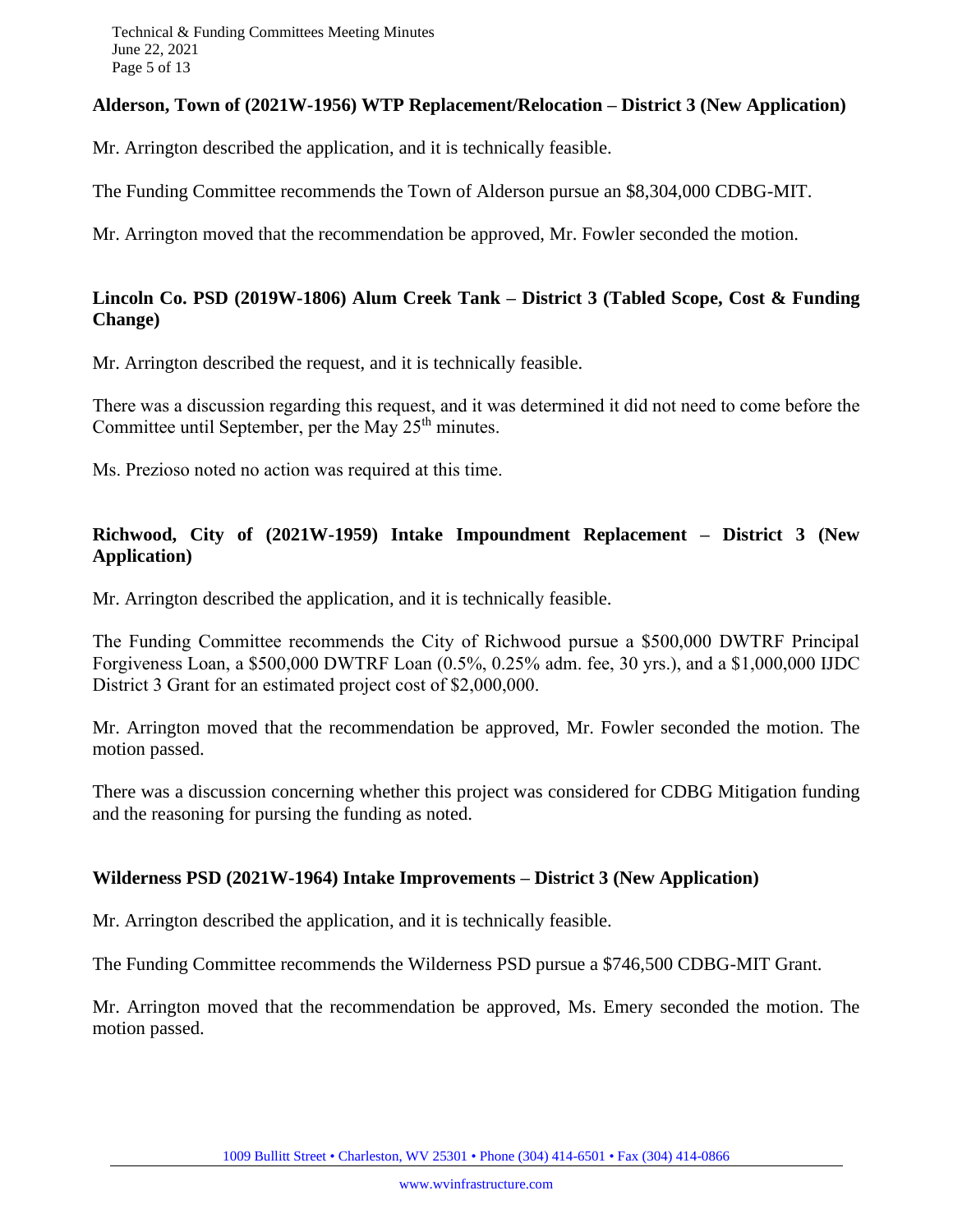**Alderson, Town of (2021W-1956) WTP Replacement/Relocation – District 3 (New Application)**

Mr. Arrington described the application, and it is technically feasible.

The Funding Committee recommends the Town of Alderson pursue an $8,304,000 CDBG-MIT.

Mr. Arrington moved that the recommendation be approved, Mr. Fowler seconded the motion.

**Lincoln Co. PSD (2019W-1806) Alum Creek Tank – District 3 (Tabled Scope, Cost & Funding Change)**

Mr. Arrington described the request, and it is technically feasible.

There was a discussion regarding this request, and it was determined it did not need to come before the Committee until September, per the May 25th minutes.

Ms. Prezioso noted no action was required at this time.

**Richwood, City of (2021W-1959) Intake Impoundment Replacement – District 3 (New Application)**

Mr. Arrington described the application, and it is technically feasible.

The Funding Committee recommends the City of Richwood pursue a $500,000 DWTRF Principal Forgiveness Loan, a $500,000 DWTRF Loan (0.5%, 0.25% adm. fee, 30 yrs.), and a $1,000,000 IJDC District 3 Grant for an estimated project cost of $2,000,000.

Mr. Arrington moved that the recommendation be approved, Mr. Fowler seconded the motion. The motion passed.

There was a discussion concerning whether this project was considered for CDBG Mitigation funding and the reasoning for pursing the funding as noted.

**Wilderness PSD (2021W-1964) Intake Improvements – District 3 (New Application)**

Mr. Arrington described the application, and it is technically feasible.

The Funding Committee recommends the Wilderness PSD pursue a $746,500 CDBG-MIT Grant.

Mr. Arrington moved that the recommendation be approved, Ms. Emery seconded the motion. The motion passed.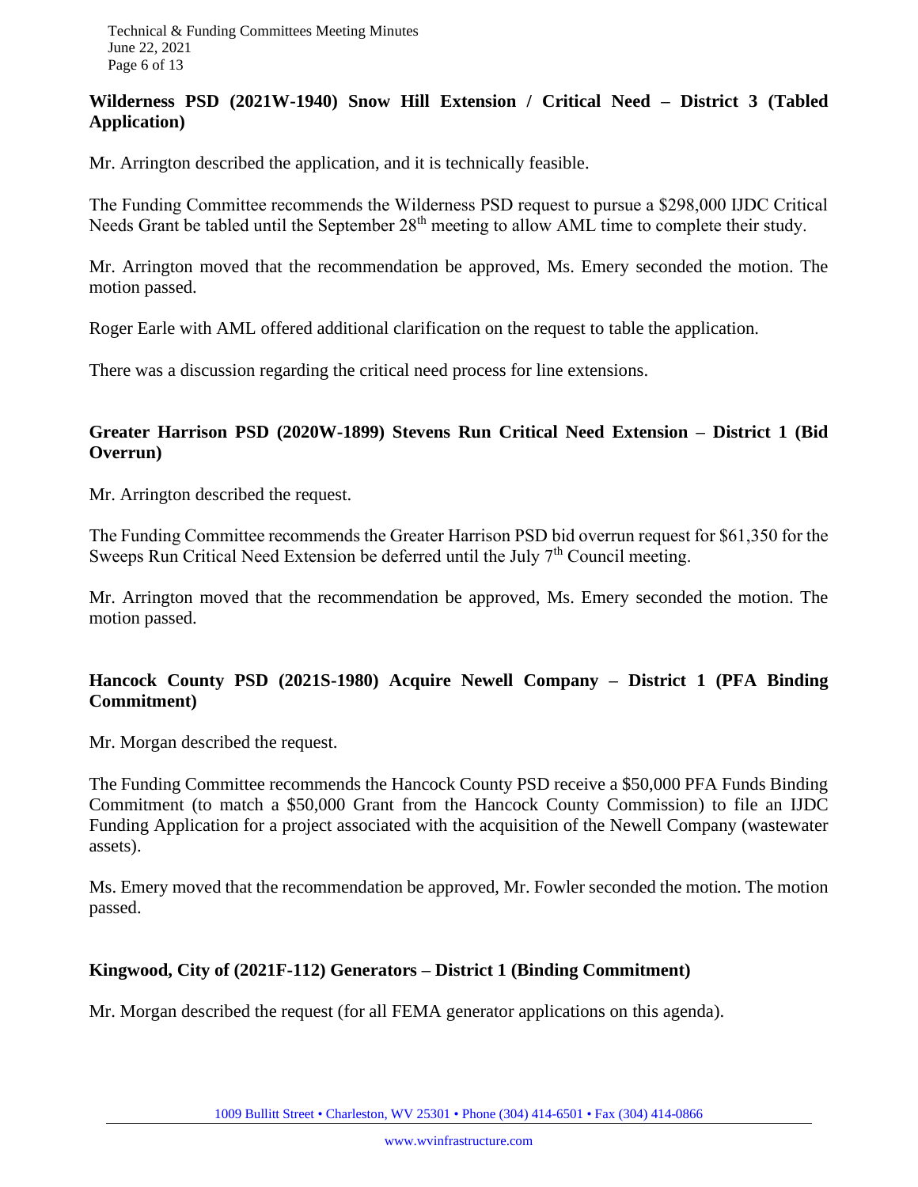**Wilderness PSD (2021W-1940) Snow Hill Extension / Critical Need – District 3 (Tabled Application)**

Mr. Arrington described the application, and it is technically feasible.

The Funding Committee recommends the Wilderness PSD request to pursue a $298,000 IJDC Critical Needs Grant be tabled until the September 28th meeting to allow AML time to complete their study.

Mr. Arrington moved that the recommendation be approved, Ms. Emery seconded the motion. The motion passed.

Roger Earle with AML offered additional clarification on the request to table the application.

There was a discussion regarding the critical need process for line extensions.

**Greater Harrison PSD (2020W-1899) Stevens Run Critical Need Extension – District 1 (Bid Overrun)**

Mr. Arrington described the request.

The Funding Committee recommends the Greater Harrison PSD bid overrun request for $61,350 for the Sweeps Run Critical Need Extension be deferred until the July 7th Council meeting.

Mr. Arrington moved that the recommendation be approved, Ms. Emery seconded the motion. The motion passed.

**Hancock County PSD (2021S-1980) Acquire Newell Company – District 1 (PFA Binding Commitment)**

Mr. Morgan described the request.

The Funding Committee recommends the Hancock County PSD receive a $50,000 PFA Funds Binding Commitment (to match a $50,000 Grant from the Hancock County Commission) to file an IJDC Funding Application for a project associated with the acquisition of the Newell Company (wastewater assets).

Ms. Emery moved that the recommendation be approved, Mr. Fowler seconded the motion. The motion passed.

**Kingwood, City of (2021F-112) Generators – District 1 (Binding Commitment)**

Mr. Morgan described the request (for all FEMA generator applications on this agenda).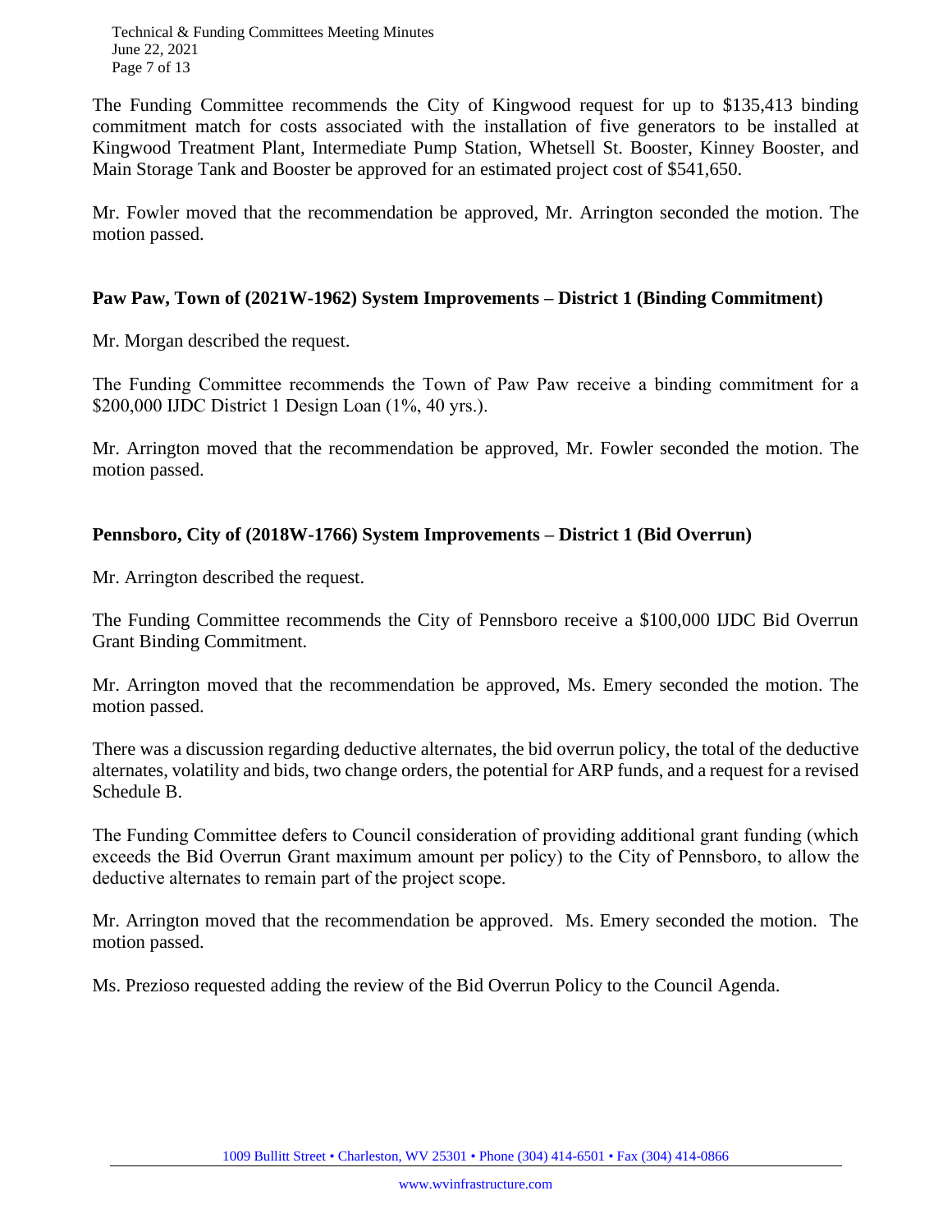The Funding Committee recommends the City of Kingwood request for up to $135,413 binding commitment match for costs associated with the installation of five generators to be installed at Kingwood Treatment Plant, Intermediate Pump Station, Whetsell St. Booster, Kinney Booster, and Main Storage Tank and Booster be approved for an estimated project cost of $541,650.

Mr. Fowler moved that the recommendation be approved, Mr. Arrington seconded the motion. The motion passed.

**Paw Paw, Town of (2021W-1962) System Improvements – District 1 (Binding Commitment)**

Mr. Morgan described the request.

The Funding Committee recommends the Town of Paw Paw receive a binding commitment for a $200,000 IJDC District 1 Design Loan (1%, 40 yrs.).

Mr. Arrington moved that the recommendation be approved, Mr. Fowler seconded the motion. The motion passed.

**Pennsboro, City of (2018W-1766) System Improvements – District 1 (Bid Overrun)**

Mr. Arrington described the request.

The Funding Committee recommends the City of Pennsboro receive a $100,000 IJDC Bid Overrun Grant Binding Commitment.

Mr. Arrington moved that the recommendation be approved, Ms. Emery seconded the motion. The motion passed.

There was a discussion regarding deductive alternates, the bid overrun policy, the total of the deductive alternates, volatility and bids, two change orders, the potential for ARP funds, and a request for a revised Schedule B.

The Funding Committee defers to Council consideration of providing additional grant funding (which exceeds the Bid Overrun Grant maximum amount per policy) to the City of Pennsboro, to allow the deductive alternates to remain part of the project scope.

Mr. Arrington moved that the recommendation be approved. Ms. Emery seconded the motion. The motion passed.

Ms. Prezioso requested adding the review of the Bid Overrun Policy to the Council Agenda.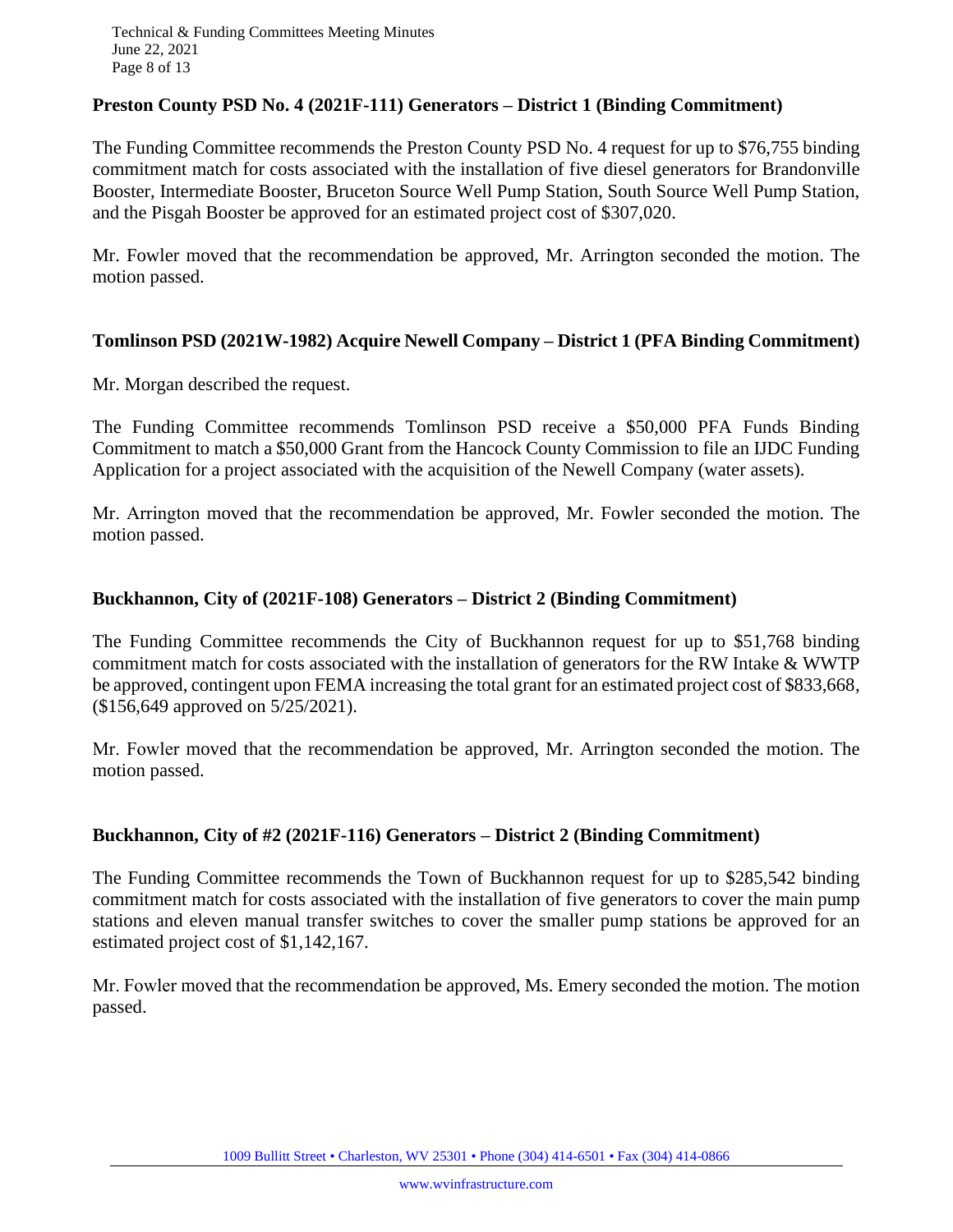**Preston County PSD No. 4 (2021F-111) Generators – District 1 (Binding Commitment)**

The Funding Committee recommends the Preston County PSD No. 4 request for up to $76,755 binding commitment match for costs associated with the installation of five diesel generators for Brandonville Booster, Intermediate Booster, Bruceton Source Well Pump Station, South Source Well Pump Station, and the Pisgah Booster be approved for an estimated project cost of $307,020.

Mr. Fowler moved that the recommendation be approved, Mr. Arrington seconded the motion. The motion passed.

**Tomlinson PSD (2021W-1982) Acquire Newell Company – District 1 (PFA Binding Commitment)**

Mr. Morgan described the request.

The Funding Committee recommends Tomlinson PSD receive a $50,000 PFA Funds Binding Commitment to match a $50,000 Grant from the Hancock County Commission to file an IJDC Funding Application for a project associated with the acquisition of the Newell Company (water assets).

Mr. Arrington moved that the recommendation be approved, Mr. Fowler seconded the motion. The motion passed.

**Buckhannon, City of (2021F-108) Generators – District 2 (Binding Commitment)**

The Funding Committee recommends the City of Buckhannon request for up to $51,768 binding commitment match for costs associated with the installation of generators for the RW Intake & WWTP be approved, contingent upon FEMA increasing the total grant for an estimated project cost of $833,668, ($156,649 approved on 5/25/2021).

Mr. Fowler moved that the recommendation be approved, Mr. Arrington seconded the motion. The motion passed.

**Buckhannon, City of #2 (2021F-116) Generators – District 2 (Binding Commitment)**

The Funding Committee recommends the Town of Buckhannon request for up to $285,542 binding commitment match for costs associated with the installation of five generators to cover the main pump stations and eleven manual transfer switches to cover the smaller pump stations be approved for an estimated project cost of $1,142,167.

Mr. Fowler moved that the recommendation be approved, Ms. Emery seconded the motion. The motion passed.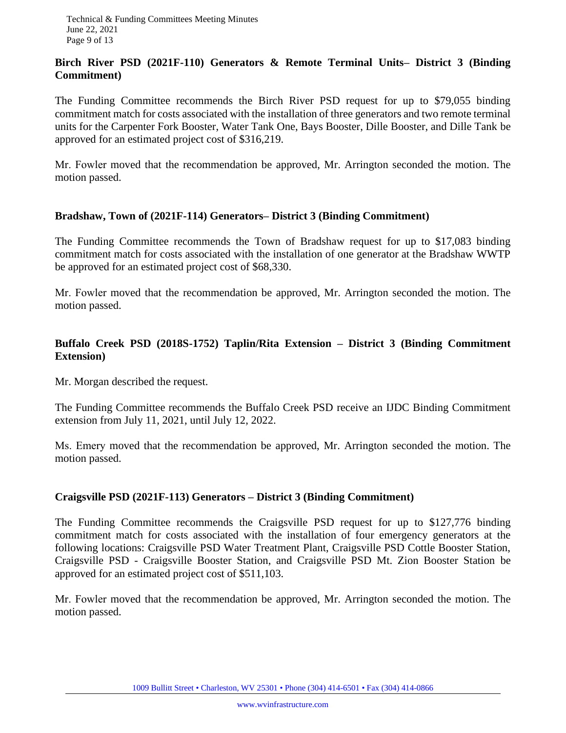**Birch River PSD (2021F-110) Generators & Remote Terminal Units– District 3 (Binding Commitment)**

The Funding Committee recommends the Birch River PSD request for up to $79,055 binding commitment match for costs associated with the installation of three generators and two remote terminal units for the Carpenter Fork Booster, Water Tank One, Bays Booster, Dille Booster, and Dille Tank be approved for an estimated project cost of $316,219.

Mr. Fowler moved that the recommendation be approved, Mr. Arrington seconded the motion. The motion passed.

**Bradshaw, Town of (2021F-114) Generators– District 3 (Binding Commitment)**

The Funding Committee recommends the Town of Bradshaw request for up to $17,083 binding commitment match for costs associated with the installation of one generator at the Bradshaw WWTP be approved for an estimated project cost of $68,330.

Mr. Fowler moved that the recommendation be approved, Mr. Arrington seconded the motion. The motion passed.

**Buffalo Creek PSD (2018S-1752) Taplin/Rita Extension – District 3 (Binding Commitment Extension)**

Mr. Morgan described the request.

The Funding Committee recommends the Buffalo Creek PSD receive an IJDC Binding Commitment extension from July 11, 2021, until July 12, 2022.

Ms. Emery moved that the recommendation be approved, Mr. Arrington seconded the motion. The motion passed.

**Craigsville PSD (2021F-113) Generators – District 3 (Binding Commitment)**

The Funding Committee recommends the Craigsville PSD request for up to $127,776 binding commitment match for costs associated with the installation of four emergency generators at the following locations: Craigsville PSD Water Treatment Plant, Craigsville PSD Cottle Booster Station, Craigsville PSD - Craigsville Booster Station, and Craigsville PSD Mt. Zion Booster Station be approved for an estimated project cost of $511,103.

Mr. Fowler moved that the recommendation be approved, Mr. Arrington seconded the motion. The motion passed.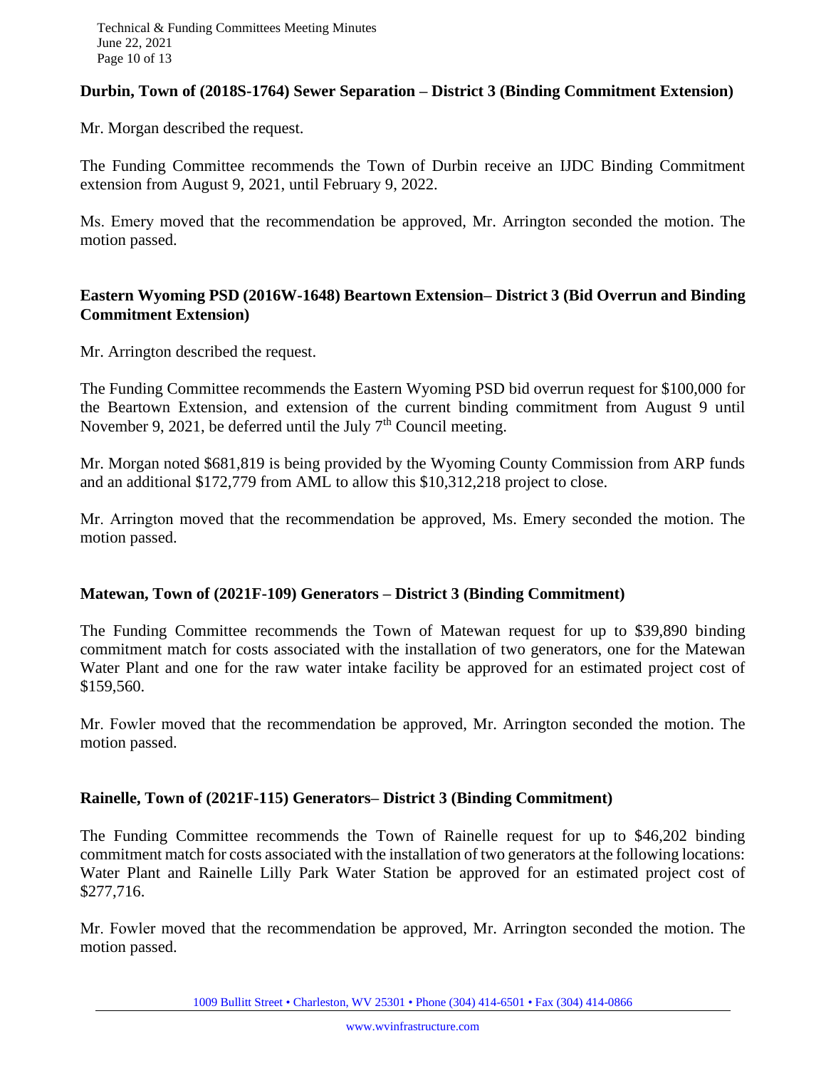**Durbin, Town of (2018S-1764) Sewer Separation – District 3 (Binding Commitment Extension)**

Mr. Morgan described the request.

The Funding Committee recommends the Town of Durbin receive an IJDC Binding Commitment extension from August 9, 2021, until February 9, 2022.

Ms. Emery moved that the recommendation be approved, Mr. Arrington seconded the motion. The motion passed.

**Eastern Wyoming PSD (2016W-1648) Beartown Extension– District 3 (Bid Overrun and Binding Commitment Extension)**

Mr. Arrington described the request.

The Funding Committee recommends the Eastern Wyoming PSD bid overrun request for $100,000 for the Beartown Extension, and extension of the current binding commitment from August 9 until November 9, 2021, be deferred until the July 7th Council meeting.

Mr. Morgan noted $681,819 is being provided by the Wyoming County Commission from ARP funds and an additional $172,779 from AML to allow this $10,312,218 project to close.

Mr. Arrington moved that the recommendation be approved, Ms. Emery seconded the motion. The motion passed.

**Matewan, Town of (2021F-109) Generators – District 3 (Binding Commitment)**

The Funding Committee recommends the Town of Matewan request for up to $39,890 binding commitment match for costs associated with the installation of two generators, one for the Matewan Water Plant and one for the raw water intake facility be approved for an estimated project cost of $159,560.

Mr. Fowler moved that the recommendation be approved, Mr. Arrington seconded the motion. The motion passed.

**Rainelle, Town of (2021F-115) Generators– District 3 (Binding Commitment)**

The Funding Committee recommends the Town of Rainelle request for up to $46,202 binding commitment match for costs associated with the installation of two generators at the following locations: Water Plant and Rainelle Lilly Park Water Station be approved for an estimated project cost of $277,716.

Mr. Fowler moved that the recommendation be approved, Mr. Arrington seconded the motion. The motion passed.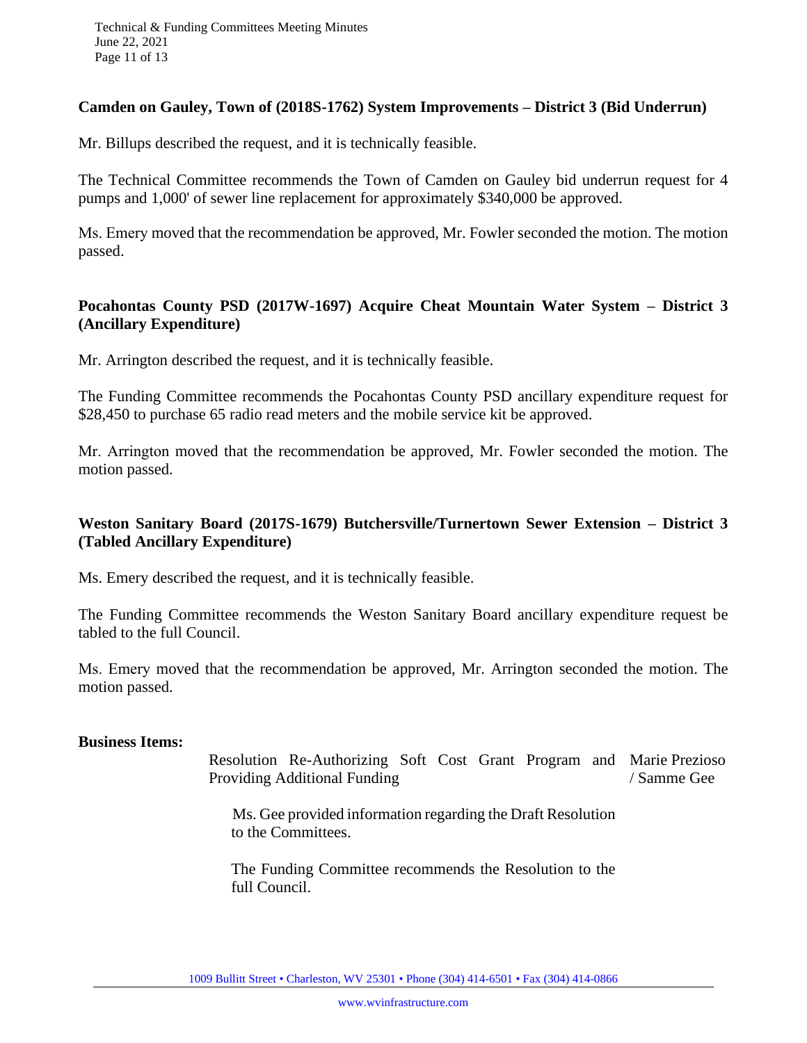**Camden on Gauley, Town of (2018S-1762) System Improvements – District 3 (Bid Underrun)**

Mr. Billups described the request, and it is technically feasible.

The Technical Committee recommends the Town of Camden on Gauley bid underrun request for 4 pumps and 1,000' of sewer line replacement for approximately $340,000 be approved.

Ms. Emery moved that the recommendation be approved, Mr. Fowler seconded the motion. The motion passed.

**Pocahontas County PSD (2017W-1697) Acquire Cheat Mountain Water System – District 3 (Ancillary Expenditure)**

Mr. Arrington described the request, and it is technically feasible.

The Funding Committee recommends the Pocahontas County PSD ancillary expenditure request for $28,450 to purchase 65 radio read meters and the mobile service kit be approved.

Mr. Arrington moved that the recommendation be approved, Mr. Fowler seconded the motion. The motion passed.

**Weston Sanitary Board (2017S-1679) Butchersville/Turnertown Sewer Extension – District 3 (Tabled Ancillary Expenditure)**

Ms. Emery described the request, and it is technically feasible.

The Funding Committee recommends the Weston Sanitary Board ancillary expenditure request be tabled to the full Council.

Ms. Emery moved that the recommendation be approved, Mr. Arrington seconded the motion. The motion passed.

**Business Items:**

Resolution Re-Authorizing Soft Cost Grant Program and Providing Additional Funding — Marie Prezioso / Samme Gee

Ms. Gee provided information regarding the Draft Resolution to the Committees.

The Funding Committee recommends the Resolution to the full Council.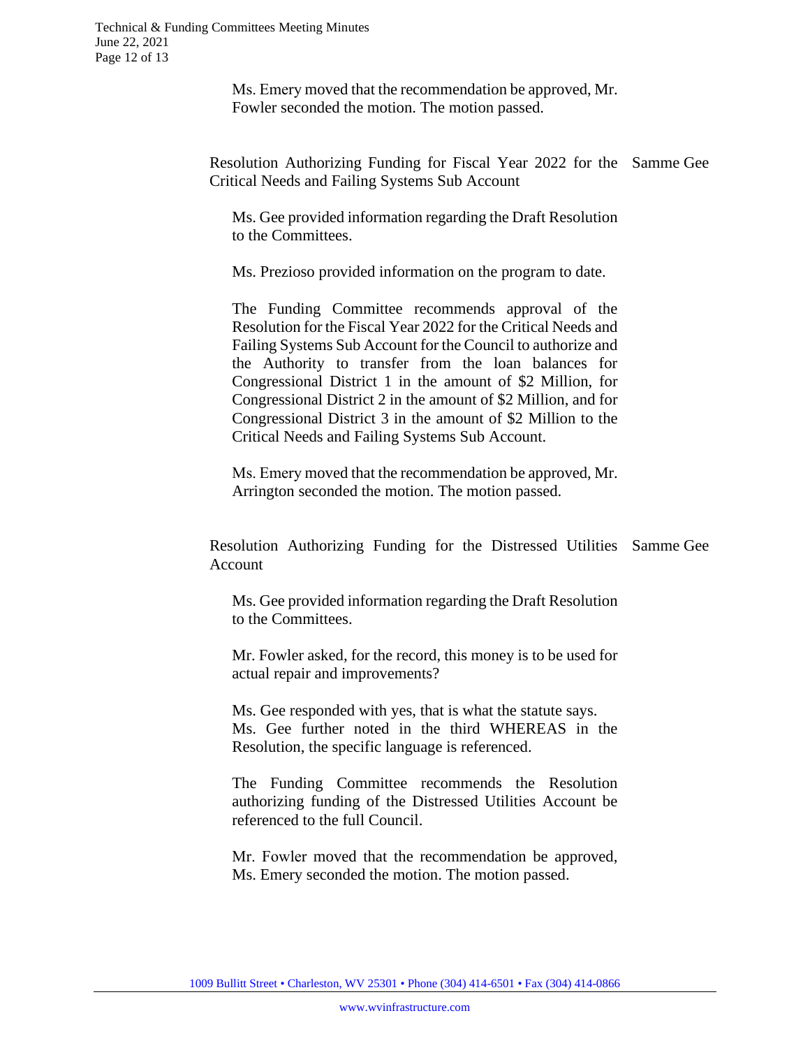Ms. Emery moved that the recommendation be approved, Mr. Fowler seconded the motion. The motion passed.

**Resolution Authorizing Funding for Fiscal Year 2022 for the Critical Needs and Failing Systems Sub Account** — Samme Gee

Ms. Gee provided information regarding the Draft Resolution to the Committees.

Ms. Prezioso provided information on the program to date.

The Funding Committee recommends approval of the Resolution for the Fiscal Year 2022 for the Critical Needs and Failing Systems Sub Account for the Council to authorize and the Authority to transfer from the loan balances for Congressional District 1 in the amount of $2 Million, for Congressional District 2 in the amount of $2 Million, and for Congressional District 3 in the amount of $2 Million to the Critical Needs and Failing Systems Sub Account.

Ms. Emery moved that the recommendation be approved, Mr. Arrington seconded the motion. The motion passed.

**Resolution Authorizing Funding for the Distressed Utilities Account** — Samme Gee

Ms. Gee provided information regarding the Draft Resolution to the Committees.

Mr. Fowler asked, for the record, this money is to be used for actual repair and improvements?

Ms. Gee responded with yes, that is what the statute says. Ms. Gee further noted in the third WHEREAS in the Resolution, the specific language is referenced.

The Funding Committee recommends the Resolution authorizing funding of the Distressed Utilities Account be referenced to the full Council.

Mr. Fowler moved that the recommendation be approved, Ms. Emery seconded the motion. The motion passed.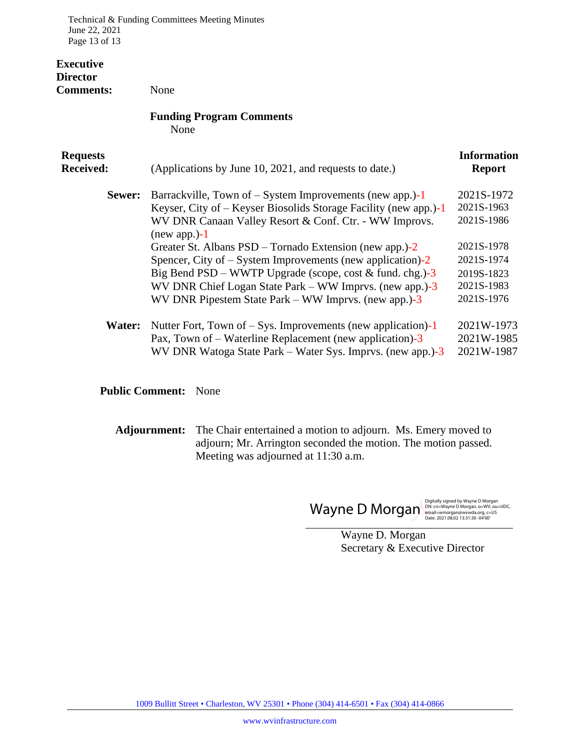**Executive Director Comments:** None

**Funding Program Comments**

None

| Requests Received: | (Applications by June 10, 2021, and requests to date.) | Information Report |
|---|---|---|
| **Sewer:** | Barrackville, Town of – System Improvements (new app.)-1 | 2021S-1972 |
| | Keyser, City of – Keyser Biosolids Storage Facility (new app.)-1 | 2021S-1963 |
| | WV DNR Canaan Valley Resort & Conf. Ctr. - WW Improvs. (new app.)-1 | 2021S-1986 |
| | Greater St. Albans PSD – Tornado Extension (new app.)-2 | 2021S-1978 |
| | Spencer, City of – System Improvements (new application)-2 | 2021S-1974 |
| | Big Bend PSD – WWTP Upgrade (scope, cost & fund. chg.)-3 | 2019S-1823 |
| | WV DNR Chief Logan State Park – WW Imprvs. (new app.)-3 | 2021S-1983 |
| | WV DNR Pipestem State Park – WW Imprvs. (new app.)-3 | 2021S-1976 |
| **Water:** | Nutter Fort, Town of – Sys. Improvements (new application)-1 | 2021W-1973 |
| | Pax, Town of – Waterline Replacement (new application)-3 | 2021W-1985 |
| | WV DNR Watoga State Park – Water Sys. Imprvs. (new app.)-3 | 2021W-1987 |

**Public Comment:** None

**Adjournment:** The Chair entertained a motion to adjourn. Ms. Emery moved to adjourn; Mr. Arrington seconded the motion. The motion passed. Meeting was adjourned at 11:30 a.m.

Wayne D Morgan

Digitally signed by Wayne D Morgan
DN: cn=Wayne D Morgan, o=WV, ou=IJDC, email=wmorgan@wvwda.org, c=US
Date: 2021.08.02 13:31:30 -04'00'

Wayne D. Morgan
Secretary & Executive Director

1009 Bullitt Street • Charleston, WV 25301 • Phone (304) 414-6501 • Fax (304) 414-0866

www.wvinfrastructure.com